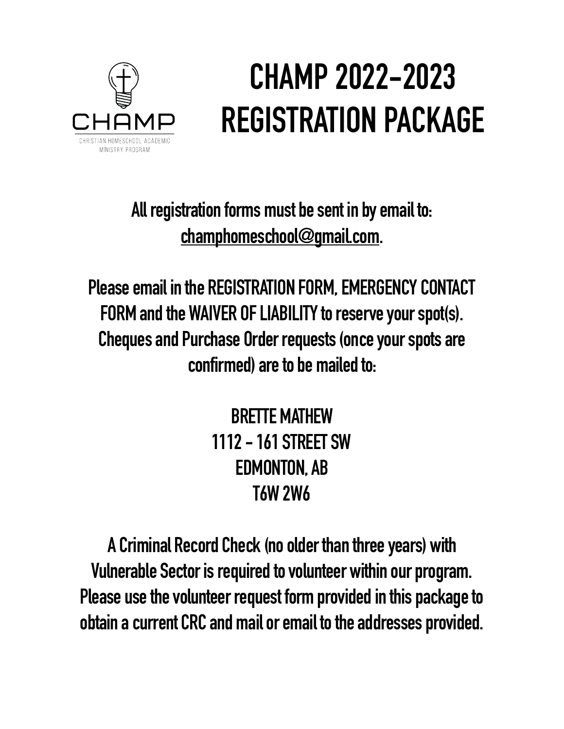CHAMP

CHRISTIAN HOMESCHOOL ACADEMIC MINISTRY PROGRAM

# CHAMP 2022-2023 REGISTRATION PACKAGE

**All registration forms must be sent in by email to: champhomeschool@gmail.com.**

**Please email in the REGISTRATION FORM, EMERGENCY CONTACT FORM and the WAIVER OF LIABILITY to reserve your spot(s). Cheques and Purchase Order requests (once your spots are confirmed) are to be mailed to:**

**BRETTE MATHEW**
**1112 - 161 STREET SW**
**EDMONTON, AB**
**T6W 2W6**

**A Criminal Record Check (no older than three years) with Vulnerable Sector is required to volunteer within our program. Please use the volunteer request form provided in this package to obtain a current CRC and mail or email to the addresses provided.**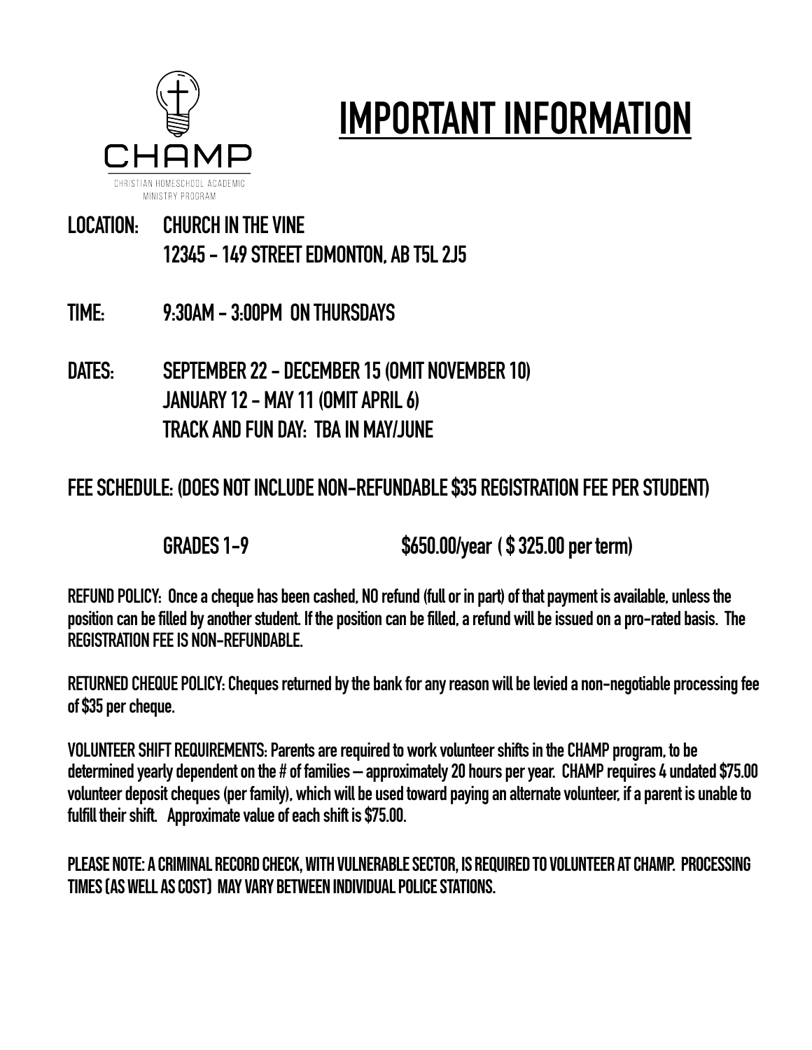CHAMP

CHRISTIAN HOMESCHOOL ACADEMIC MINISTRY PROGRAM

# IMPORTANT INFORMATION

**LOCATION:** CHURCH IN THE VINE
12345 - 149 STREET EDMONTON, AB T5L 2J5

**TIME:** 9:30AM - 3:00PM ON THURSDAYS

**DATES:** SEPTEMBER 22 - DECEMBER 15 (OMIT NOVEMBER 10)
JANUARY 12 - MAY 11 (OMIT APRIL 6)
TRACK AND FUN DAY: TBA IN MAY/JUNE

**FEE SCHEDULE: (DOES NOT INCLUDE NON-REFUNDABLE $35 REGISTRATION FEE PER STUDENT)**

GRADES 1-9 — $650.00/year ( $ 325.00 per term)

**REFUND POLICY:** Once a cheque has been cashed, NO refund (full or in part) of that payment is available, unless the position can be filled by another student. If the position can be filled, a refund will be issued on a pro-rated basis. The REGISTRATION FEE IS NON-REFUNDABLE.

**RETURNED CHEQUE POLICY:** Cheques returned by the bank for any reason will be levied a non-negotiable processing fee of $35 per cheque.

**VOLUNTEER SHIFT REQUIREMENTS:** Parents are required to work volunteer shifts in the CHAMP program, to be determined yearly dependent on the # of families – approximately 20 hours per year. CHAMP requires 4 undated $75.00 volunteer deposit cheques (per family), which will be used toward paying an alternate volunteer, if a parent is unable to fulfill their shift. Approximate value of each shift is $75.00.

**PLEASE NOTE: A CRIMINAL RECORD CHECK, WITH VULNERABLE SECTOR, IS REQUIRED TO VOLUNTEER AT CHAMP. PROCESSING TIMES (AS WELL AS COST) MAY VARY BETWEEN INDIVIDUAL POLICE STATIONS.**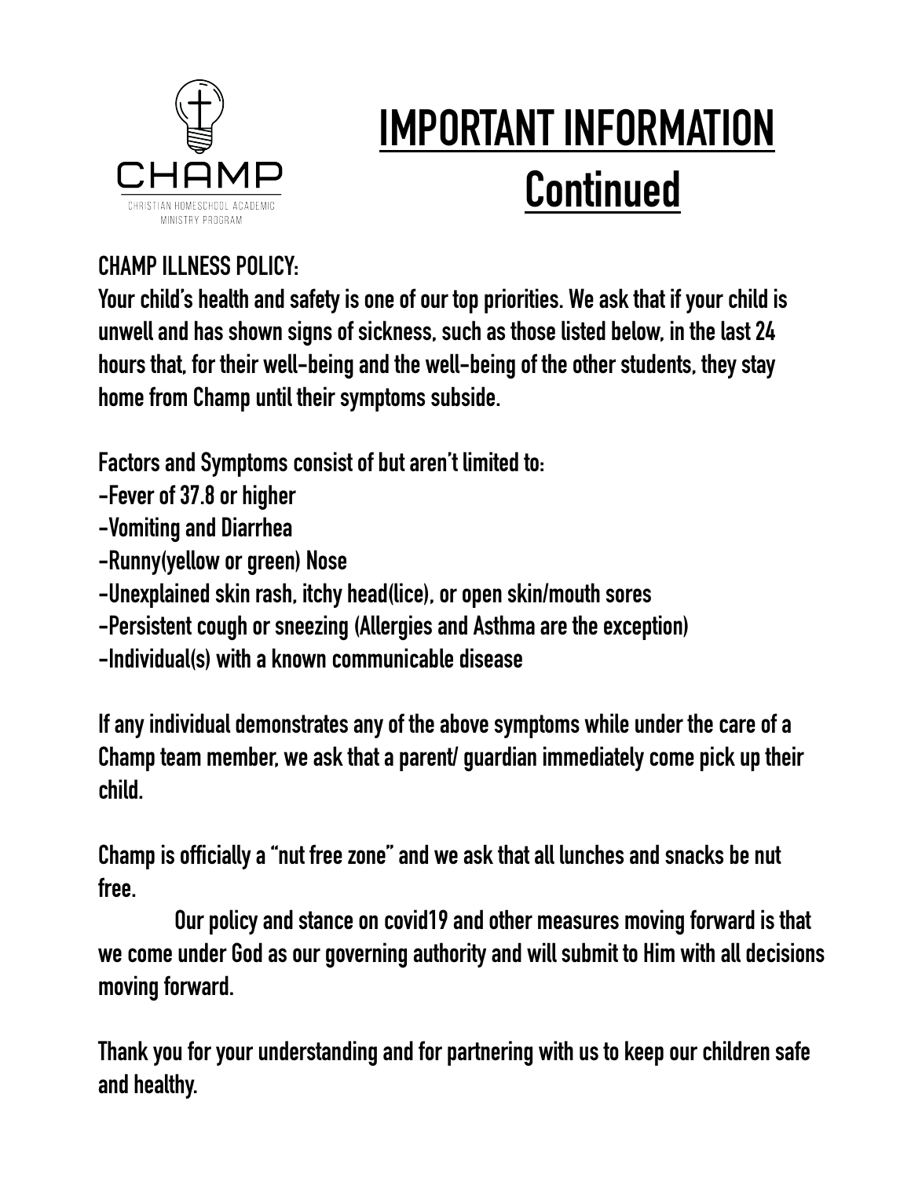CHAMP

CHRISTIAN HOMESCHOOL ACADEMIC MINISTRY PROGRAM

# IMPORTANT INFORMATION Continued

**CHAMP ILLNESS POLICY:**

Your child's health and safety is one of our top priorities. We ask that if your child is unwell and has shown signs of sickness, such as those listed below, in the last 24 hours that, for their well-being and the well-being of the other students, they stay home from Champ until their symptoms subside.

Factors and Symptoms consist of but aren't limited to:

- -Fever of 37.8 or higher
- -Vomiting and Diarrhea
- -Runny(yellow or green) Nose
- -Unexplained skin rash, itchy head(lice), or open skin/mouth sores
- -Persistent cough or sneezing (Allergies and Asthma are the exception)
- -Individual(s) with a known communicable disease

If any individual demonstrates any of the above symptoms while under the care of a Champ team member, we ask that a parent/ guardian immediately come pick up their child.

Champ is officially a "nut free zone" and we ask that all lunches and snacks be nut free.

Our policy and stance on covid19 and other measures moving forward is that we come under God as our governing authority and will submit to Him with all decisions moving forward.

Thank you for your understanding and for partnering with us to keep our children safe and healthy.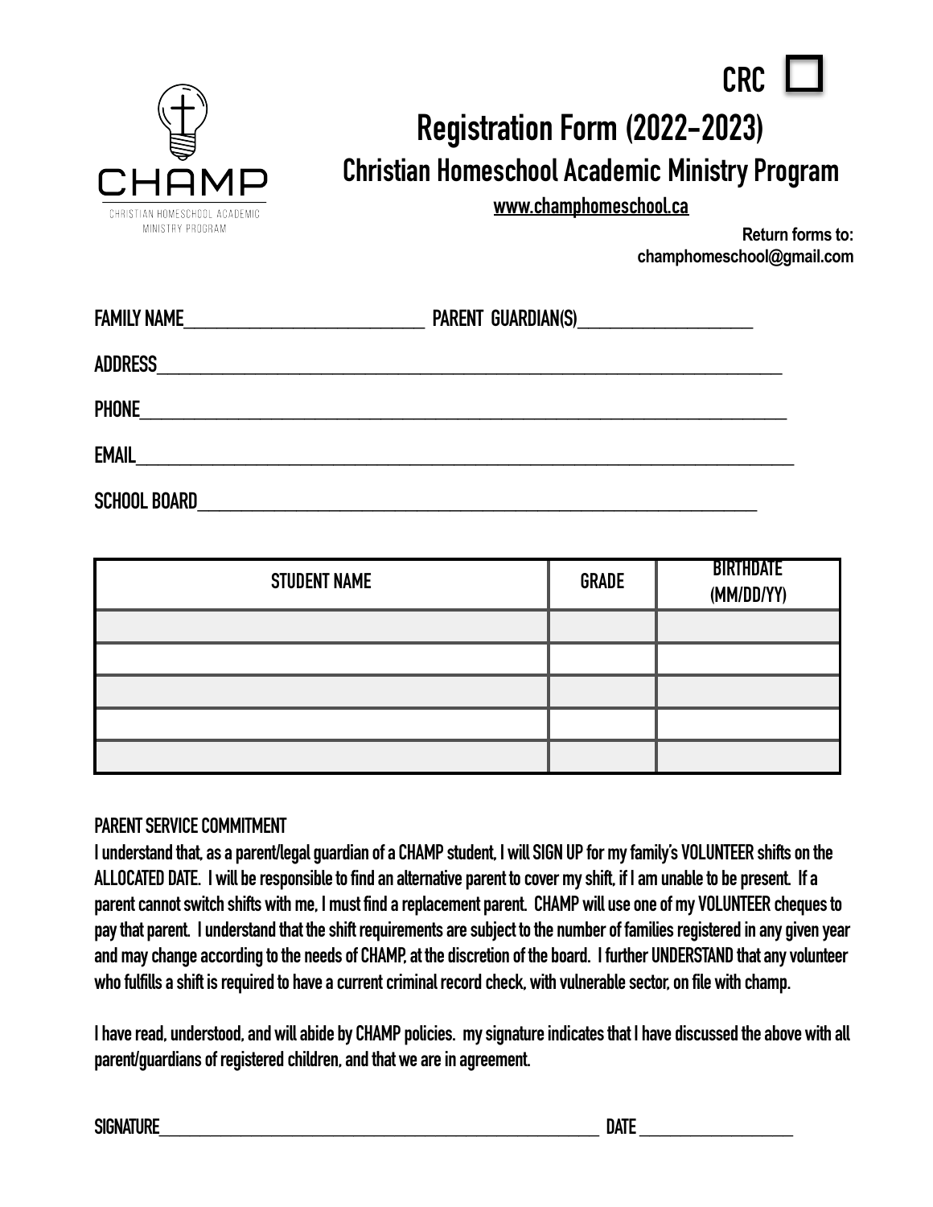CHAMP

CHRISTIAN HOMESCHOOL ACADEMIC MINISTRY PROGRAM

CRC ☐

# Registration Form (2022-2023)

## Christian Homeschool Academic Ministry Program

www.champhomeschool.ca

**Return forms to:**
**champhomeschool@gmail.com**

FAMILY NAME________________________ PARENT GUARDIAN(S)__________________

ADDRESS______________________________________________________________

PHONE________________________________________________________________

EMAIL________________________________________________________________

SCHOOL BOARD_________________________________________________________

| STUDENT NAME | GRADE | BIRTHDATE (MM/DD/YY) |
|---|---|---|
| | | |
| | | |
| | | |
| | | |
| | | |

**PARENT SERVICE COMMITMENT**

**I understand that, as a parent/legal guardian of a CHAMP student, I will SIGN UP for my family's VOLUNTEER shifts on the ALLOCATED DATE. I will be responsible to find an alternative parent to cover my shift, if I am unable to be present. If a parent cannot switch shifts with me, I must find a replacement parent. CHAMP will use one of my VOLUNTEER cheques to pay that parent. I understand that the shift requirements are subject to the number of families registered in any given year and may change according to the needs of CHAMP, at the discretion of the board. I further UNDERSTAND that any volunteer who fulfills a shift is required to have a current criminal record check, with vulnerable sector, on file with champ.**

**I have read, understood, and will abide by CHAMP policies. my signature indicates that I have discussed the above with all parent/guardians of registered children, and that we are in agreement.**

SIGNATURE____________________________________________ DATE ______________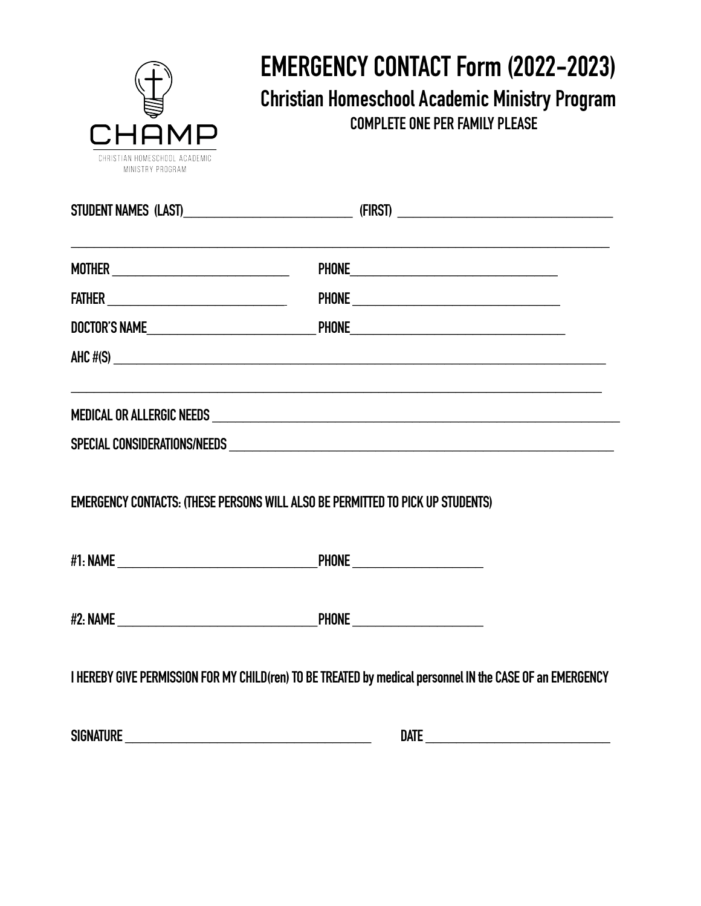CHAMP

CHRISTIAN HOMESCHOOL ACADEMIC MINISTRY PROGRAM

# EMERGENCY CONTACT Form (2022-2023)

## Christian Homeschool Academic Ministry Program

**COMPLETE ONE PER FAMILY PLEASE**

STUDENT NAMES (LAST)____________________ (FIRST) ____________________

______________________________________________________________________

MOTHER ____________________ PHONE____________________

FATHER ____________________ PHONE ____________________

DOCTOR'S NAME____________________ PHONE____________________

AHC #(S) ______________________________________________________________

______________________________________________________________________

MEDICAL OR ALLERGIC NEEDS ____________________________________________

SPECIAL CONSIDERATIONS/NEEDS __________________________________________

EMERGENCY CONTACTS: (THESE PERSONS WILL ALSO BE PERMITTED TO PICK UP STUDENTS)

#1: NAME ____________________ PHONE ____________________

#2: NAME ____________________ PHONE ____________________

I HEREBY GIVE PERMISSION FOR MY CHILD(ren) TO BE TREATED by medical personnel IN the CASE OF an EMERGENCY

SIGNATURE ______________________________ DATE ____________________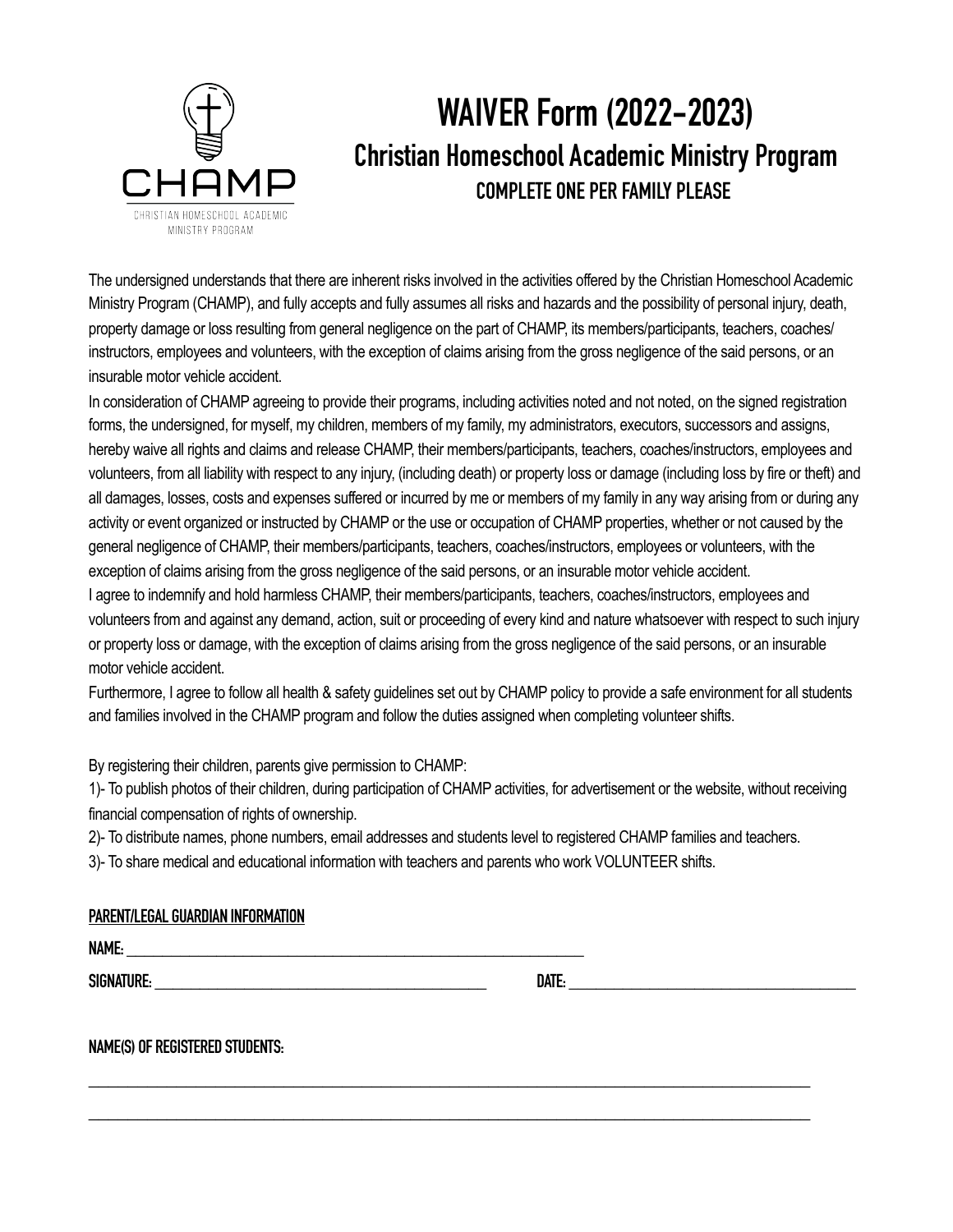CHAMP

CHRISTIAN HOMESCHOOL ACADEMIC MINISTRY PROGRAM

# WAIVER Form (2022-2023)

## Christian Homeschool Academic Ministry Program

### COMPLETE ONE PER FAMILY PLEASE

The undersigned understands that there are inherent risks involved in the activities offered by the Christian Homeschool Academic Ministry Program (CHAMP), and fully accepts and fully assumes all risks and hazards and the possibility of personal injury, death, property damage or loss resulting from general negligence on the part of CHAMP, its members/participants, teachers, coaches/ instructors, employees and volunteers, with the exception of claims arising from the gross negligence of the said persons, or an insurable motor vehicle accident.

In consideration of CHAMP agreeing to provide their programs, including activities noted and not noted, on the signed registration forms, the undersigned, for myself, my children, members of my family, my administrators, executors, successors and assigns, hereby waive all rights and claims and release CHAMP, their members/participants, teachers, coaches/instructors, employees and volunteers, from all liability with respect to any injury, (including death) or property loss or damage (including loss by fire or theft) and all damages, losses, costs and expenses suffered or incurred by me or members of my family in any way arising from or during any activity or event organized or instructed by CHAMP or the use or occupation of CHAMP properties, whether or not caused by the general negligence of CHAMP, their members/participants, teachers, coaches/instructors, employees or volunteers, with the exception of claims arising from the gross negligence of the said persons, or an insurable motor vehicle accident.

I agree to indemnify and hold harmless CHAMP, their members/participants, teachers, coaches/instructors, employees and volunteers from and against any demand, action, suit or proceeding of every kind and nature whatsoever with respect to such injury or property loss or damage, with the exception of claims arising from the gross negligence of the said persons, or an insurable motor vehicle accident.

Furthermore, I agree to follow all health & safety guidelines set out by CHAMP policy to provide a safe environment for all students and families involved in the CHAMP program and follow the duties assigned when completing volunteer shifts.

By registering their children, parents give permission to CHAMP:

1)- To publish photos of their children, during participation of CHAMP activities, for advertisement or the website, without receiving financial compensation of rights of ownership.

2)- To distribute names, phone numbers, email addresses and students level to registered CHAMP families and teachers.

3)- To share medical and educational information with teachers and parents who work VOLUNTEER shifts.

**PARENT/LEGAL GUARDIAN INFORMATION**

**NAME:** ______________________________________________

**SIGNATURE:** ________________________________ **DATE:** ______________________________

**NAME(S) OF REGISTERED STUDENTS:**

______________________________________________________________________

______________________________________________________________________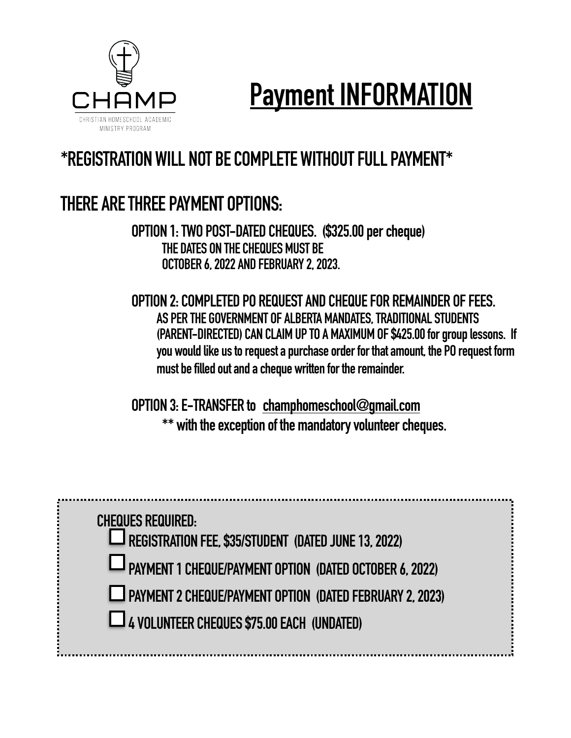CHAMP

CHRISTIAN HOMESCHOOL ACADEMIC MINISTRY PROGRAM

# Payment INFORMATION

## *REGISTRATION WILL NOT BE COMPLETE WITHOUT FULL PAYMENT*

## THERE ARE THREE PAYMENT OPTIONS:

**OPTION 1: TWO POST-DATED CHEQUES. ($325.00 per cheque)**
THE DATES ON THE CHEQUES MUST BE
OCTOBER 6, 2022 AND FEBRUARY 2, 2023.

**OPTION 2: COMPLETED PO REQUEST AND CHEQUE FOR REMAINDER OF FEES.**
AS PER THE GOVERNMENT OF ALBERTA MANDATES, TRADITIONAL STUDENTS (PARENT-DIRECTED) CAN CLAIM UP TO A MAXIMUM OF $425.00 for group lessons. If you would like us to request a purchase order for that amount, the PO request form must be filled out and a cheque written for the remainder.

**OPTION 3: E-TRANSFER to champhomeschool@gmail.com**
** with the exception of the mandatory volunteer cheques.

**CHEQUES REQUIRED:**

- ☐ REGISTRATION FEE, $35/STUDENT (DATED JUNE 13, 2022)
- ☐ PAYMENT 1 CHEQUE/PAYMENT OPTION (DATED OCTOBER 6, 2022)
- ☐ PAYMENT 2 CHEQUE/PAYMENT OPTION (DATED FEBRUARY 2, 2023)
- ☐ 4 VOLUNTEER CHEQUES $75.00 EACH (UNDATED)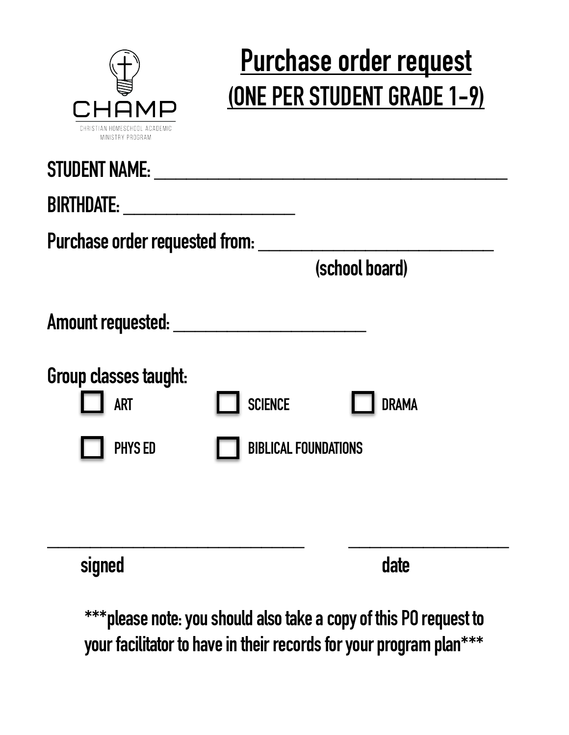CHAMP

CHRISTIAN HOMESCHOOL ACADEMIC MINISTRY PROGRAM

# Purchase order request
## (ONE PER STUDENT GRADE 1-9)

**STUDENT NAME:** ________________________________________

**BIRTHDATE:** ____________________

**Purchase order requested from:** ___________________________
(school board)

**Amount requested:** ______________________

**Group classes taught:**

- [ ] ART
- [ ] SCIENCE
- [ ] DRAMA
- [ ] PHYS ED
- [ ] BIBLICAL FOUNDATIONS

______________________________ signed

____________________ date

***please note: you should also take a copy of this PO request to your facilitator to have in their records for your program plan***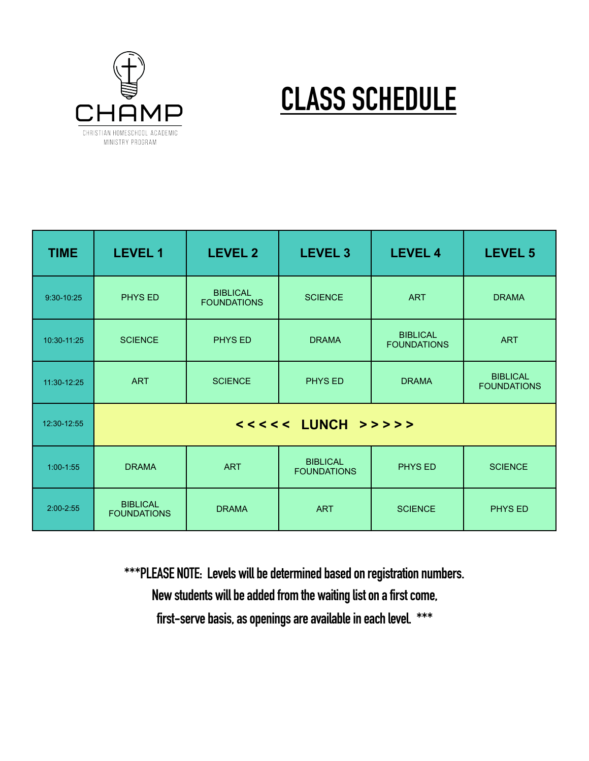CHAMP

CHRISTIAN HOMESCHOOL ACADEMIC MINISTRY PROGRAM

# CLASS SCHEDULE

| TIME | LEVEL 1 | LEVEL 2 | LEVEL 3 | LEVEL 4 | LEVEL 5 |
|---|---|---|---|---|---|
| 9:30-10:25 | PHYS ED | BIBLICAL FOUNDATIONS | SCIENCE | ART | DRAMA |
| 10:30-11:25 | SCIENCE | PHYS ED | DRAMA | BIBLICAL FOUNDATIONS | ART |
| 11:30-12:25 | ART | SCIENCE | PHYS ED | DRAMA | BIBLICAL FOUNDATIONS |
| 12:30-12:55 | < < < < < LUNCH > > > > > | | | | |
| 1:00-1:55 | DRAMA | ART | BIBLICAL FOUNDATIONS | PHYS ED | SCIENCE |
| 2:00-2:55 | BIBLICAL FOUNDATIONS | DRAMA | ART | SCIENCE | PHYS ED |

**\*\*\*PLEASE NOTE: Levels will be determined based on registration numbers. New students will be added from the waiting list on a first come, first-serve basis, as openings are available in each level. \*\*\***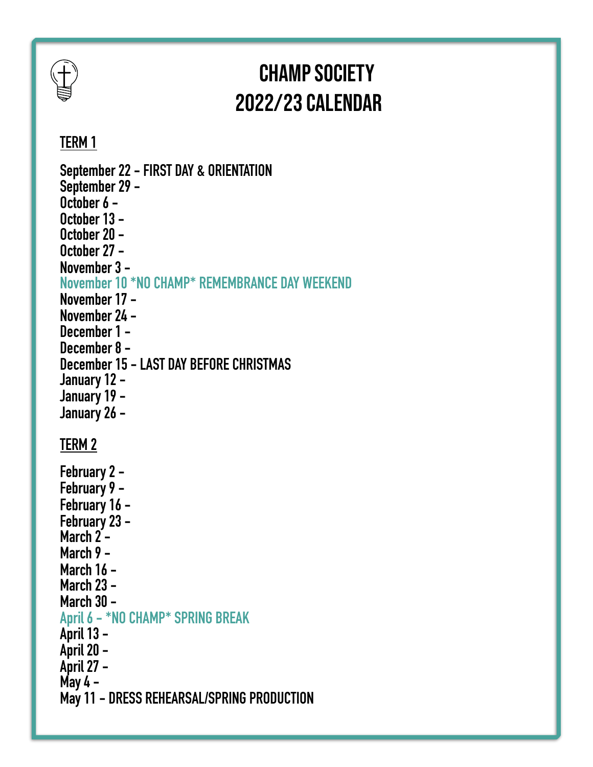# CHAMP SOCIETY
# 2022/23 CALENDAR

## TERM 1

September 22 - FIRST DAY & ORIENTATION
September 29 -
October 6 -
October 13 -
October 20 -
October 27 -
November 3 -
November 10 *NO CHAMP* REMEMBRANCE DAY WEEKEND
November 17 -
November 24 -
December 1 -
December 8 -
December 15 - LAST DAY BEFORE CHRISTMAS
January 12 -
January 19 -
January 26 -

## TERM 2

February 2 -
February 9 -
February 16 -
February 23 -
March 2 -
March 9 -
March 16 -
March 23 -
March 30 -
April 6 - *NO CHAMP* SPRING BREAK
April 13 -
April 20 -
April 27 -
May 4 -
May 11 - DRESS REHEARSAL/SPRING PRODUCTION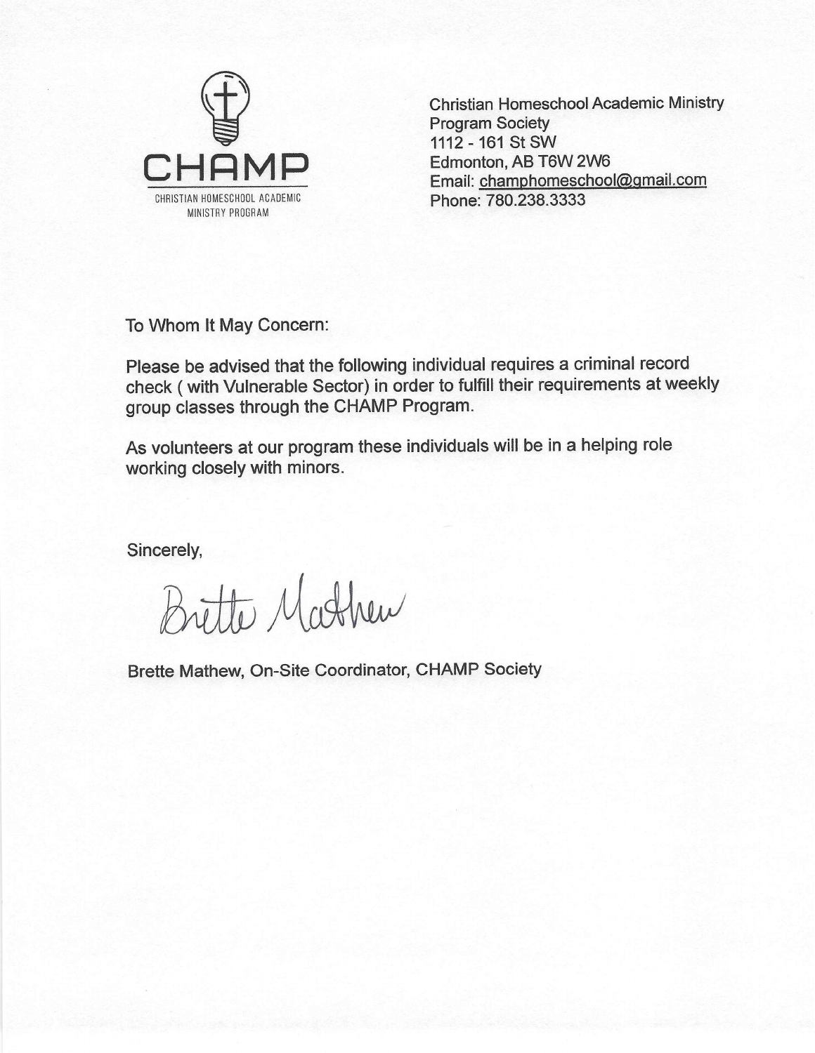CHAMP

CHRISTIAN HOMESCHOOL ACADEMIC MINISTRY PROGRAM

Christian Homeschool Academic Ministry Program Society
1112 - 161 St SW
Edmonton, AB T6W 2W6
Email: champhomeschool@gmail.com
Phone: 780.238.3333

To Whom It May Concern:

Please be advised that the following individual requires a criminal record check ( with Vulnerable Sector) in order to fulfill their requirements at weekly group classes through the CHAMP Program.

As volunteers at our program these individuals will be in a helping role working closely with minors.

Sincerely,

Brette Mathew

Brette Mathew, On-Site Coordinator, CHAMP Society